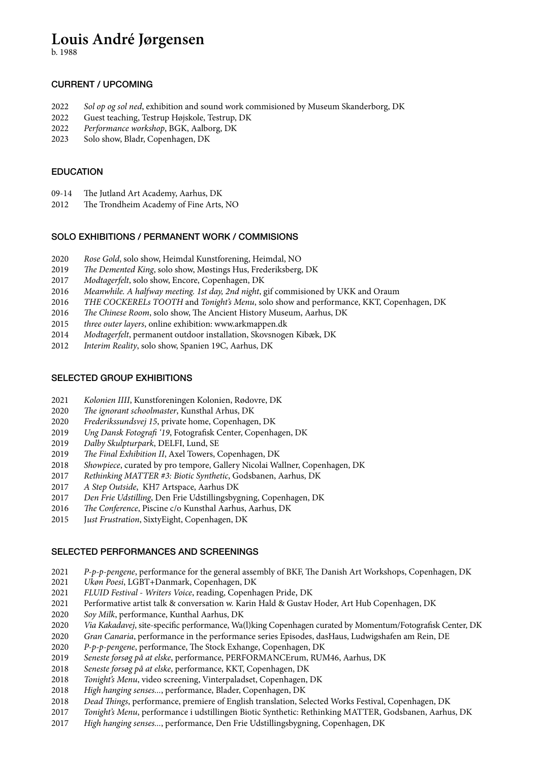# Louis André Jørgensen

b. 1988

## CURRENT / UPCOMING

2022 *Sol op og sol ned*, exhibition and sound work commisioned by Museum Skanderborg, DK
2022 Guest teaching, Testrup Højskole, Testrup, DK
2022 *Performance workshop*, BGK, Aalborg, DK
2023 Solo show, Bladr, Copenhagen, DK

## EDUCATION

09-14 The Jutland Art Academy, Aarhus, DK
2012 The Trondheim Academy of Fine Arts, NO

## SOLO EXHIBITIONS / PERMANENT WORK / COMMISIONS

2020 *Rose Gold*, solo show, Heimdal Kunstforening, Heimdal, NO
2019 *The Demented King*, solo show, Møstings Hus, Frederiksberg, DK
2017 *Modtagerfelt*, solo show, Encore, Copenhagen, DK
2016 *Meanwhile. A halfway meeting. 1st day, 2nd night*, gif commisioned by UKK and Oraum
2016 *THE COCKERELs TOOTH* and *Tonight's Menu*, solo show and performance, KKT, Copenhagen, DK
2016 *The Chinese Room*, solo show, The Ancient History Museum, Aarhus, DK
2015 *three outer layers*, online exhibition: www.arkmappen.dk
2014 *Modtagerfelt*, permanent outdoor installation, Skovsnogen Kibæk, DK
2012 *Interim Reality*, solo show, Spanien 19C, Aarhus, DK

## SELECTED GROUP EXHIBITIONS

2021 *Kolonien IIII*, Kunstforeningen Kolonien, Rødovre, DK
2020 *The ignorant schoolmaster*, Kunsthal Arhus, DK
2020 *Frederikssundsvej 15*, private home, Copenhagen, DK
2019 *Ung Dansk Fotografi '19*, Fotografisk Center, Copenhagen, DK
2019 *Dalby Skulpturpark*, DELFI, Lund, SE
2019 *The Final Exhibition II*, Axel Towers, Copenhagen, DK
2018 *Showpiece*, curated by pro tempore, Gallery Nicolai Wallner, Copenhagen, DK
2017 *Rethinking MATTER #3: Biotic Synthetic*, Godsbanen, Aarhus, DK
2017 *A Step Outside*, KH7 Artspace, Aarhus DK
2017 *Den Frie Udstilling*, Den Frie Udstillingsbygning, Copenhagen, DK
2016 *The Conference*, Piscine c/o Kunsthal Aarhus, Aarhus, DK
2015 J*ust Frustration*, SixtyEight, Copenhagen, DK

## SELECTED PERFORMANCES AND SCREENINGS

2021 *P-p-p-pengene*, performance for the general assembly of BKF, The Danish Art Workshops, Copenhagen, DK
2021 *Ukøn Poesi*, LGBT+Danmark, Copenhagen, DK
2021 *FLUID Festival - Writers Voice*, reading, Copenhagen Pride, DK
2021 Performative artist talk & conversation w. Karin Hald & Gustav Hoder, Art Hub Copenhagen, DK
2020 *Soy Milk*, performance, Kunthal Aarhus, DK
2020 *Via Kakadavej*, site-specific performance, Wa(l)king Copenhagen curated by Momentum/Fotografisk Center, DK
2020 *Gran Canaria*, performance in the performance series Episodes, dasHaus, Ludwigshafen am Rein, DE
2020 *P-p-p-pengene*, performance, The Stock Exhange, Copenhagen, DK
2019 *Seneste forsøg på at elske*, performance, PERFORMANCErum, RUM46, Aarhus, DK
2018 *Seneste forsøg på at elske*, performance, KKT, Copenhagen, DK
2018 *Tonight's Menu*, video screening, Vinterpaladset, Copenhagen, DK
2018 *High hanging senses...*, performance, Blader, Copenhagen, DK
2018 *Dead Things*, performance, premiere of English translation, Selected Works Festival, Copenhagen, DK
2017 *Tonight's Menu*, performance i udstillingen Biotic Synthetic: Rethinking MATTER, Godsbanen, Aarhus, DK
2017 *High hanging senses...*, performance, Den Frie Udstillingsbygning, Copenhagen, DK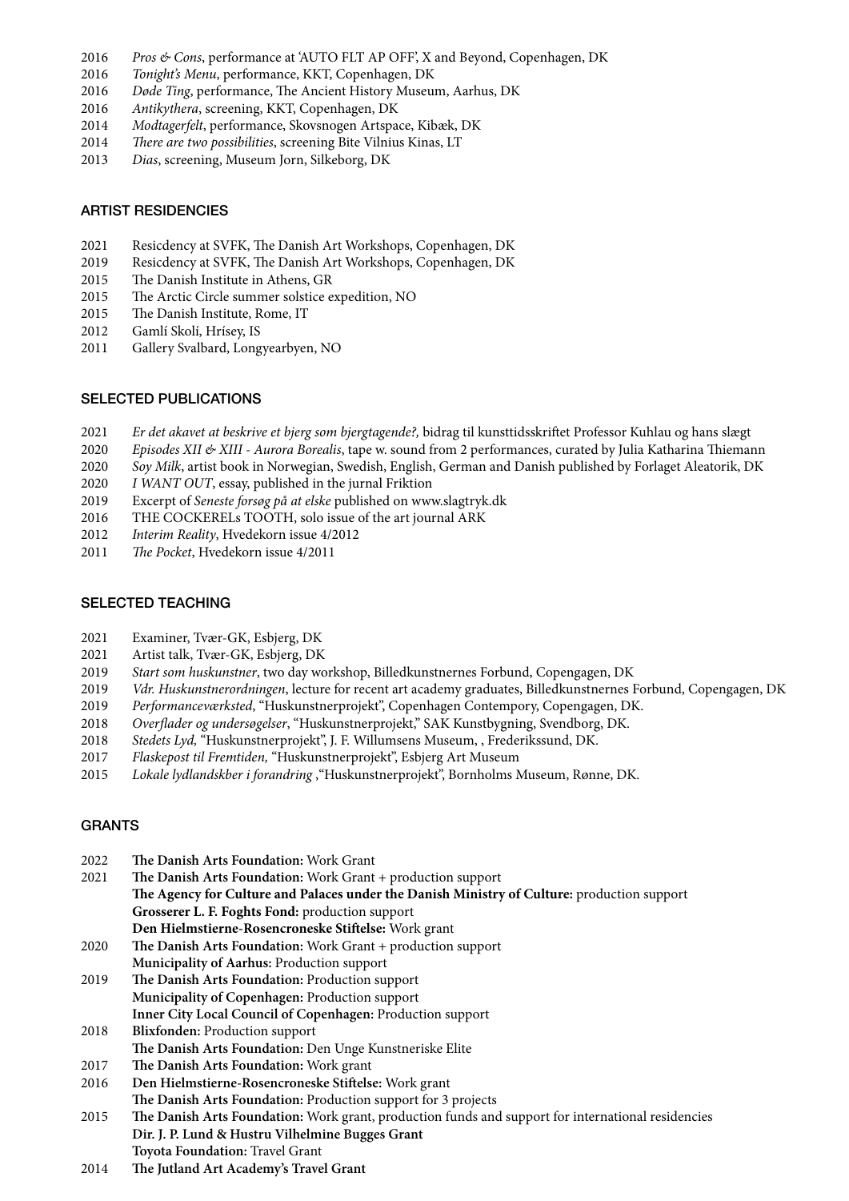2016 *Pros & Cons*, performance at 'AUTO FLT AP OFF', X and Beyond, Copenhagen, DK
2016 *Tonight's Menu*, performance, KKT, Copenhagen, DK
2016 *Døde Ting*, performance, The Ancient History Museum, Aarhus, DK
2016 *Antikythera*, screening, KKT, Copenhagen, DK
2014 *Modtagerfelt*, performance, Skovsnogen Artspace, Kibæk, DK
2014 *There are two possibilities*, screening Bite Vilnius Kinas, LT
2013 *Dias*, screening, Museum Jorn, Silkeborg, DK

## ARTIST RESIDENCIES

2021 Resicdency at SVFK, The Danish Art Workshops, Copenhagen, DK
2019 Resicdency at SVFK, The Danish Art Workshops, Copenhagen, DK
2015 The Danish Institute in Athens, GR
2015 The Arctic Circle summer solstice expedition, NO
2015 The Danish Institute, Rome, IT
2012 Gamlí Skolí, Hrísey, IS
2011 Gallery Svalbard, Longyearbyen, NO

## SELECTED PUBLICATIONS

2021 *Er det akavet at beskrive et bjerg som bjergtagende?,* bidrag til kunsttidsskriftet Professor Kuhlau og hans slægt
2020 *Episodes XII & XIII - Aurora Borealis*, tape w. sound from 2 performances, curated by Julia Katharina Thiemann
2020 *Soy Milk*, artist book in Norwegian, Swedish, English, German and Danish published by Forlaget Aleatorik, DK
2020 *I WANT OUT*, essay, published in the jurnal Friktion
2019 Excerpt of *Seneste forsøg på at elske* published on www.slagtryk.dk
2016 THE COCKERELs TOOTH, solo issue of the art journal ARK
2012 *Interim Reality*, Hvedekorn issue 4/2012
2011 *The Pocket*, Hvedekorn issue 4/2011

## SELECTED TEACHING

2021 Examiner, Tvær-GK, Esbjerg, DK
2021 Artist talk, Tvær-GK, Esbjerg, DK
2019 *Start som huskunstner*, two day workshop, Billedkunstnernes Forbund, Copengagen, DK
2019 *Vdr. Huskunstnerordningen*, lecture for recent art academy graduates, Billedkunstnernes Forbund, Copengagen, DK
2019 *Performanceværksted*, "Huskunstnerprojekt", Copenhagen Contempory, Copengagen, DK.
2018 *Overflader og undersøgelser*, "Huskunstnerprojekt," SAK Kunstbygning, Svendborg, DK.
2018 *Stedets Lyd,* "Huskunstnerprojekt", J. F. Willumsens Museum, , Frederikssund, DK.
2017 *Flaskepost til Fremtiden,* "Huskunstnerprojekt", Esbjerg Art Museum
2015 *Lokale lydlandskber i forandring* ,"Huskunstnerprojekt", Bornholms Museum, Rønne, DK.

## GRANTS

2022 **The Danish Arts Foundation:** Work Grant
2021 **The Danish Arts Foundation:** Work Grant + production support
**The Agency for Culture and Palaces under the Danish Ministry of Culture:** production support
**Grosserer L. F. Foghts Fond:** production support
**Den Hielmstierne-Rosencroneske Stiftelse:** Work grant
2020 **The Danish Arts Foundation:** Work Grant + production support
**Municipality of Aarhus:** Production support
2019 **The Danish Arts Foundation:** Production support
**Municipality of Copenhagen:** Production support
**Inner City Local Council of Copenhagen:** Production support
2018 **Blixfonden:** Production support
**The Danish Arts Foundation:** Den Unge Kunstneriske Elite
2017 **The Danish Arts Foundation:** Work grant
2016 **Den Hielmstierne-Rosencroneske Stiftelse:** Work grant
**The Danish Arts Foundation:** Production support for 3 projects
2015 **The Danish Arts Foundation:** Work grant, production funds and support for international residencies
**Dir. J. P. Lund & Hustru Vilhelmine Bugges Grant**
**Toyota Foundation:** Travel Grant
2014 **The Jutland Art Academy's Travel Grant**